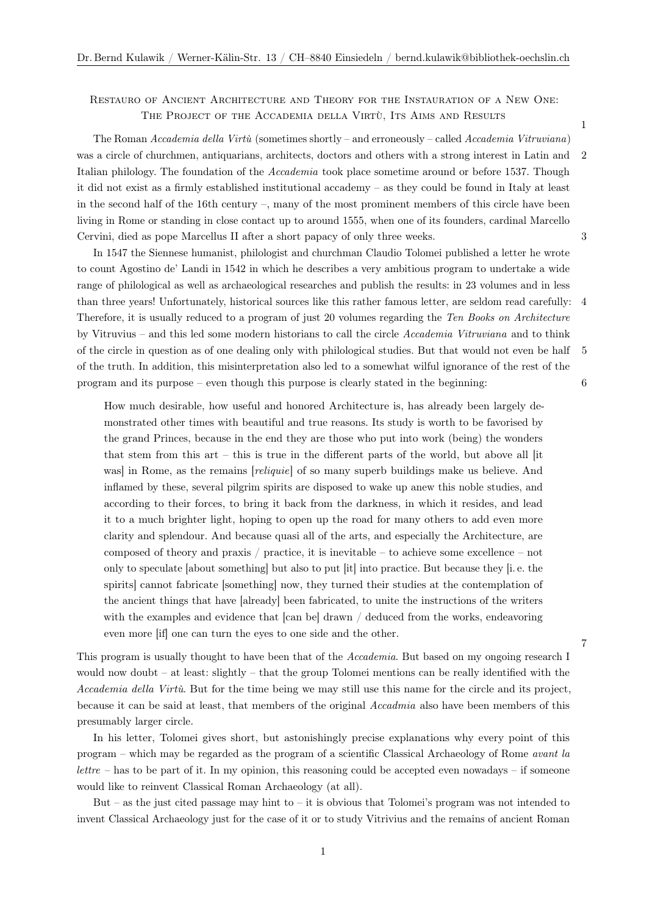Dr. Bernd Kulawik / Werner-Kälin-Str. 13 / CH–8840 Einsiedeln / bernd.kulawik@bibliothek-oechslin.ch

# Restauro of Ancient Architecture and Theory for the Instauration of a New One: The Project of the Accademia della Virtù, Its Aims and Results

The Roman *Accademia della Virtù* (sometimes shortly – and erroneously – called *Accademia Vitruviana*) was a circle of churchmen, antiquarians, architects, doctors and others with a strong interest in Latin and Italian philology. The foundation of the *Accademia* took place sometime around or before 1537. Though it did not exist as a firmly established institutional accademy – as they could be found in Italy at least in the second half of the 16th century –, many of the most prominent members of this circle have been living in Rome or standing in close contact up to around 1555, when one of its founders, cardinal Marcello Cervini, died as pope Marcellus II after a short papacy of only three weeks.

In 1547 the Siennese humanist, philologist and churchman Claudio Tolomei published a letter he wrote to count Agostino de' Landi in 1542 in which he describes a very ambitious program to undertake a wide range of philological as well as archaeological researches and publish the results: in 23 volumes and in less than three years! Unfortunately, historical sources like this rather famous letter, are seldom read carefully: Therefore, it is usually reduced to a program of just 20 volumes regarding the *Ten Books on Architecture* by Vitruvius – and this led some modern historians to call the circle *Accademia Vitruviana* and to think of the circle in question as of one dealing only with philological studies. But that would not even be half of the truth. In addition, this misinterpretation also led to a somewhat wilful ignorance of the rest of the program and its purpose – even though this purpose is clearly stated in the beginning:

> How much desirable, how useful and honored Architecture is, has already been largely demonstrated other times with beautiful and true reasons. Its study is worth to be favorised by the grand Princes, because in the end they are those who put into work (being) the wonders that stem from this art – this is true in the different parts of the world, but above all [it was] in Rome, as the remains [*reliquie*] of so many superb buildings make us believe. And inflamed by these, several pilgrim spirits are disposed to wake up anew this noble studies, and according to their forces, to bring it back from the darkness, in which it resides, and lead it to a much brighter light, hoping to open up the road for many others to add even more clarity and splendour. And because quasi all of the arts, and especially the Architecture, are composed of theory and praxis / practice, it is inevitable – to achieve some excellence – not only to speculate [about something] but also to put [it] into practice. But because they [i. e. the spirits] cannot fabricate [something] now, they turned their studies at the contemplation of the ancient things that have [already] been fabricated, to unite the instructions of the writers with the examples and evidence that [can be] drawn / deduced from the works, endeavoring even more [if] one can turn the eyes to one side and the other.

This program is usually thought to have been that of the *Accademia*. But based on my ongoing research I would now doubt – at least: slightly – that the group Tolomei mentions can be really identified with the *Accademia della Virtù*. But for the time being we may still use this name for the circle and its project, because it can be said at least, that members of the original *Accadmia* also have been members of this presumably larger circle.

In his letter, Tolomei gives short, but astonishingly precise explanations why every point of this program – which may be regarded as the program of a scientific Classical Archaeology of Rome *avant la lettre* – has to be part of it. In my opinion, this reasoning could be accepted even nowadays – if someone would like to reinvent Classical Roman Archaeology (at all).

But – as the just cited passage may hint to – it is obvious that Tolomei's program was not intended to invent Classical Archaeology just for the case of it or to study Vitrivius and the remains of ancient Roman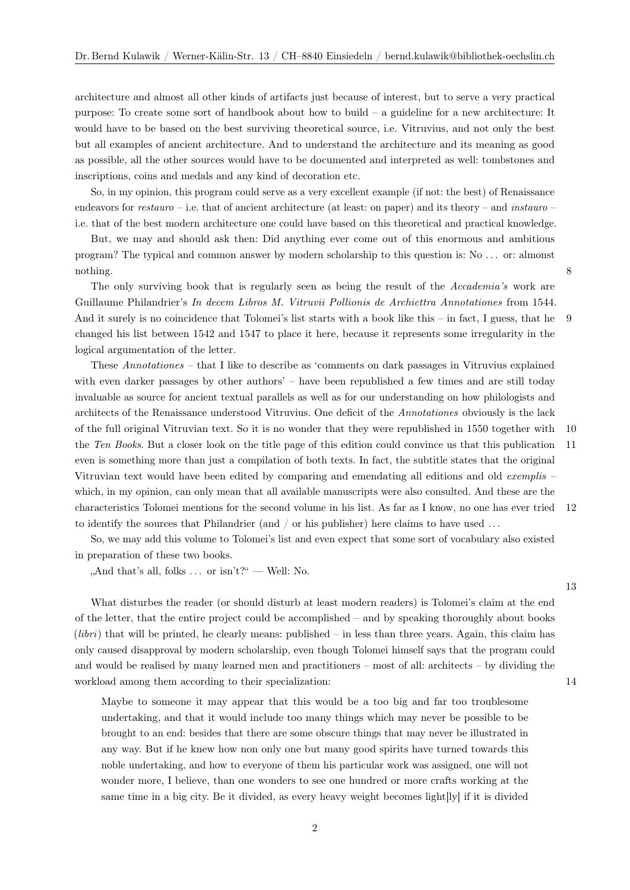architecture and almost all other kinds of artifacts just because of interest, but to serve a very practical purpose: To create some sort of handbook about how to build – a guideline for a new architecture: It would have to be based on the best surviving theoretical source, i.e. Vitruvius, and not only the best but all examples of ancient architecture. And to understand the architecture and its meaning as good as possible, all the other sources would have to be documented and interpreted as well: tombstones and inscriptions, coins and medals and any kind of decoration etc.

So, in my opinion, this program could serve as a very excellent example (if not: the best) of Renaissance endeavors for *restauro* – i.e. that of ancient architecture (at least: on paper) and its theory – and *instauro* – i.e. that of the best modern architecture one could have based on this theoretical and practical knowledge.

But, we may and should ask then: Did anything ever come out of this enormous and ambitious program? The typical and common answer by modern scholarship to this question is: No ... or: almonst nothing. [8]

The only surviving book that is regularly seen as being the result of the *Accademia's* work are Guillaume Philandrier's *In decem Libros M. Vitruvii Pollionis de Archicttra Annotationes* from 1544. And it surely is no coincidence that Tolomei's list starts with a book like this – in fact, I guess, that he [9] changed his list between 1542 and 1547 to place it here, because it represents some irregularity in the logical argumentation of the letter.

These *Annotationes* – that I like to describe as 'comments on dark passages in Vitruvius explained with even darker passages by other authors' – have been republished a few times and are still today invaluable as source for ancient textual parallels as well as for our understanding on how philologists and architects of the Renaissance understood Vitruvius. One deficit of the *Annotationes* obviously is the lack of the full original Vitruvian text. So it is no wonder that they were republished in 1550 together with [10] the *Ten Books*. But a closer look on the title page of this edition could convince us that this publication [11] even is something more than just a compilation of both texts. In fact, the subtitle states that the original Vitruvian text would have been edited by comparing and emendating all editions and old *exemplis* – which, in my opinion, can only mean that all available manuscripts were also consulted. And these are the characteristics Tolomei mentions for the second volume in his list. As far as I know, no one has ever tried [12] to identify the sources that Philandrier (and / or his publisher) here claims to have used ...

So, we may add this volume to Tolomei's list and even expect that some sort of vocabulary also existed in preparation of these two books.

„And that's all, folks ... or isn't?" — Well: No.

[13]

What disturbes the reader (or should disturb at least modern readers) is Tolomei's claim at the end of the letter, that the entire project could be accomplished – and by speaking thoroughly about books (*libri*) that will be printed, he clearly means: published – in less than three years. Again, this claim has only caused disapproval by modern scholarship, even though Tolomei himself says that the program could and would be realised by many learned men and practitioners – most of all: architects – by dividing the workload among them according to their specialization: [14]

> Maybe to someone it may appear that this would be a too big and far too troublesome undertaking, and that it would include too many things which may never be possible to be brought to an end: besides that there are some obscure things that may never be illustrated in any way. But if he knew how non only one but many good spirits have turned towards this noble undertaking, and how to everyone of them his particular work was assigned, one will not wonder more, I believe, than one wonders to see one hundred or more crafts working at the same time in a big city. Be it divided, as every heavy weight becomes light[ly] if it is divided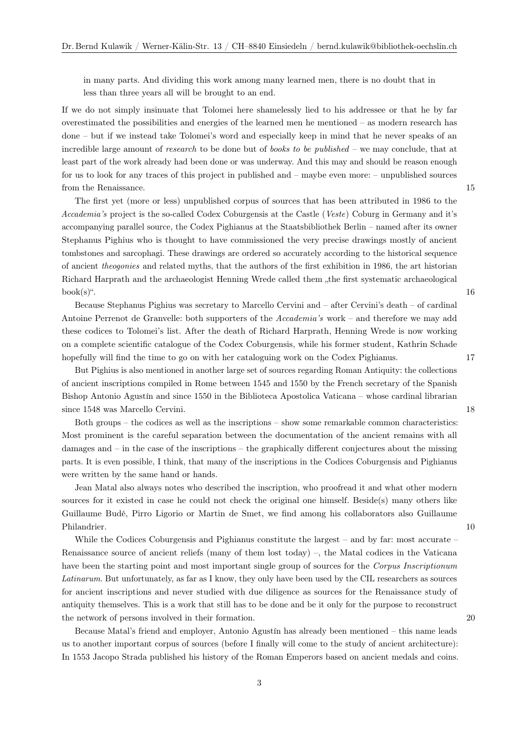> in many parts. And dividing this work among many learned men, there is no doubt that in less than three years all will be brought to an end.

If we do not simply insinuate that Tolomei here shamelessly lied to his addressee or that he by far overestimated the possibilities and energies of the learned men he mentioned – as modern research has done – but if we instead take Tolomei's word and especially keep in mind that he never speaks of an incredible large amount of *research* to be done but of *books to be published* – we may conclude, that at least part of the work already had been done or was underway. And this may and should be reason enough for us to look for any traces of this project in published and – maybe even more: – unpublished sources from the Renaissance. 15

The first yet (more or less) unpublished corpus of sources that has been attributed in 1986 to the *Accademia's* project is the so-called Codex Coburgensis at the Castle (*Veste*) Coburg in Germany and it's accompanying parallel source, the Codex Pighianus at the Staatsbibliothek Berlin – named after its owner Stephanus Pighius who is thought to have commissioned the very precise drawings mostly of ancient tombstones and sarcophagi. These drawings are ordered so accurately according to the historical sequence of ancient *theogonies* and related myths, that the authors of the first exhibition in 1986, the art historian Richard Harprath and the archaeologist Henning Wrede called them „the first systematic archaeological book(s)". 16

Because Stephanus Pighius was secretary to Marcello Cervini and – after Cervini's death – of cardinal Antoine Perrenot de Granvelle: both supporters of the *Accademia's* work – and therefore we may add these codices to Tolomei's list. After the death of Richard Harprath, Henning Wrede is now working on a complete scientific catalogue of the Codex Coburgensis, while his former student, Kathrin Schade hopefully will find the time to go on with her cataloguing work on the Codex Pighianus. 17

But Pighius is also mentioned in another large set of sources regarding Roman Antiquity: the collections of ancient inscriptions compiled in Rome between 1545 and 1550 by the French secretary of the Spanish Bishop Antonio Agustín and since 1550 in the Biblioteca Apostolica Vaticana – whose cardinal librarian since 1548 was Marcello Cervini. 18

Both groups – the codices as well as the inscriptions – show some remarkable common characteristics: Most prominent is the careful separation between the documentation of the ancient remains with all damages and – in the case of the inscriptions – the graphically different conjectures about the missing parts. It is even possible, I think, that many of the inscriptions in the Codices Coburgensis and Pighianus were written by the same hand or hands.

Jean Matal also always notes who described the inscription, who proofread it and what other modern sources for it existed in case he could not check the original one himself. Beside(s) many others like Guillaume Budé, Pirro Ligorio or Martin de Smet, we find among his collaborators also Guillaume Philandrier. 10

While the Codices Coburgensis and Pighianus constitute the largest – and by far: most accurate – Renaissance source of ancient reliefs (many of them lost today) –, the Matal codices in the Vaticana have been the starting point and most important single group of sources for the *Corpus Inscriptionum Latinarum*. But unfortunately, as far as I know, they only have been used by the CIL researchers as sources for ancient inscriptions and never studied with due diligence as sources for the Renaissance study of antiquity themselves. This is a work that still has to be done and be it only for the purpose to reconstruct the network of persons involved in their formation. 20

Because Matal's friend and employer, Antonio Agustín has already been mentioned – this name leads us to another important corpus of sources (before I finally will come to the study of ancient architecture): In 1553 Jacopo Strada published his history of the Roman Emperors based on ancient medals and coins.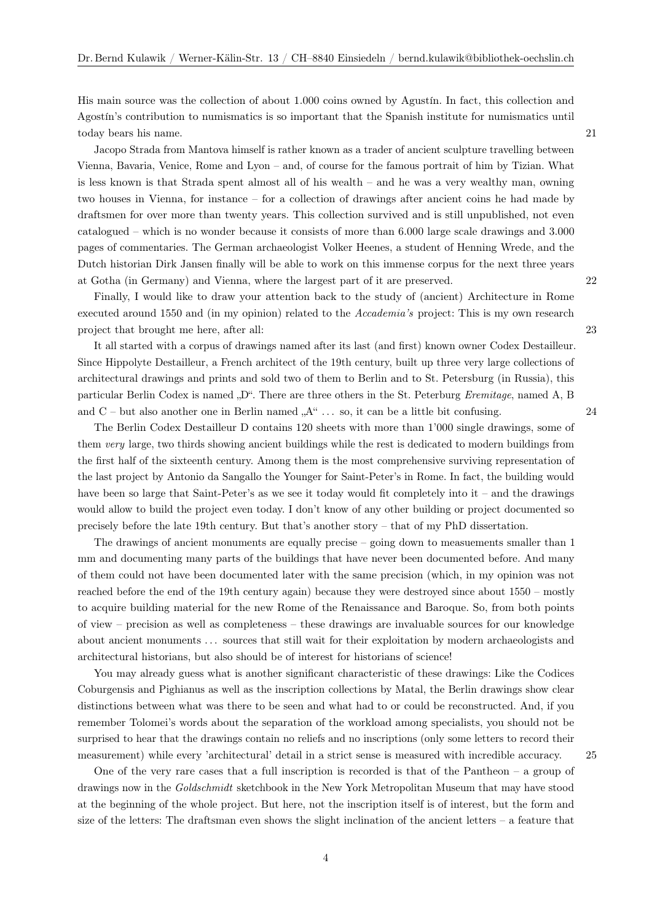His main source was the collection of about 1.000 coins owned by Agustín. In fact, this collection and Agostín's contribution to numismatics is so important that the Spanish institute for numismatics until today bears his name. 21

Jacopo Strada from Mantova himself is rather known as a trader of ancient sculpture travelling between Vienna, Bavaria, Venice, Rome and Lyon – and, of course for the famous portrait of him by Tizian. What is less known is that Strada spent almost all of his wealth – and he was a very wealthy man, owning two houses in Vienna, for instance – for a collection of drawings after ancient coins he had made by draftsmen for over more than twenty years. This collection survived and is still unpublished, not even catalogued – which is no wonder because it consists of more than 6.000 large scale drawings and 3.000 pages of commentaries. The German archaeologist Volker Heenes, a student of Henning Wrede, and the Dutch historian Dirk Jansen finally will be able to work on this immense corpus for the next three years at Gotha (in Germany) and Vienna, where the largest part of it are preserved. 22

Finally, I would like to draw your attention back to the study of (ancient) Architecture in Rome executed around 1550 and (in my opinion) related to the *Accademia's* project: This is my own research project that brought me here, after all: 23

It all started with a corpus of drawings named after its last (and first) known owner Codex Destailleur. Since Hippolyte Destailleur, a French architect of the 19th century, built up three very large collections of architectural drawings and prints and sold two of them to Berlin and to St. Petersburg (in Russia), this particular Berlin Codex is named „D". There are three others in the St. Peterburg *Eremitage*, named A, B and C – but also another one in Berlin named „A" ... so, it can be a little bit confusing. 24

The Berlin Codex Destailleur D contains 120 sheets with more than 1'000 single drawings, some of them *very* large, two thirds showing ancient buildings while the rest is dedicated to modern buildings from the first half of the sixteenth century. Among them is the most comprehensive surviving representation of the last project by Antonio da Sangallo the Younger for Saint-Peter's in Rome. In fact, the building would have been so large that Saint-Peter's as we see it today would fit completely into it – and the drawings would allow to build the project even today. I don't know of any other building or project documented so precisely before the late 19th century. But that's another story – that of my PhD dissertation.

The drawings of ancient monuments are equally precise – going down to measuements smaller than 1 mm and documenting many parts of the buildings that have never been documented before. And many of them could not have been documented later with the same precision (which, in my opinion was not reached before the end of the 19th century again) because they were destroyed since about 1550 – mostly to acquire building material for the new Rome of the Renaissance and Baroque. So, from both points of view – precision as well as completeness – these drawings are invaluable sources for our knowledge about ancient monuments ... sources that still wait for their exploitation by modern archaeologists and architectural historians, but also should be of interest for historians of science!

You may already guess what is another significant characteristic of these drawings: Like the Codices Coburgensis and Pighianus as well as the inscription collections by Matal, the Berlin drawings show clear distinctions between what was there to be seen and what had to or could be reconstructed. And, if you remember Tolomei's words about the separation of the workload among specialists, you should not be surprised to hear that the drawings contain no reliefs and no inscriptions (only some letters to record their measurement) while every 'architectural' detail in a strict sense is measured with incredible accuracy. 25

One of the very rare cases that a full inscription is recorded is that of the Pantheon – a group of drawings now in the *Goldschmidt* sketchbook in the New York Metropolitan Museum that may have stood at the beginning of the whole project. But here, not the inscription itself is of interest, but the form and size of the letters: The draftsman even shows the slight inclination of the ancient letters – a feature that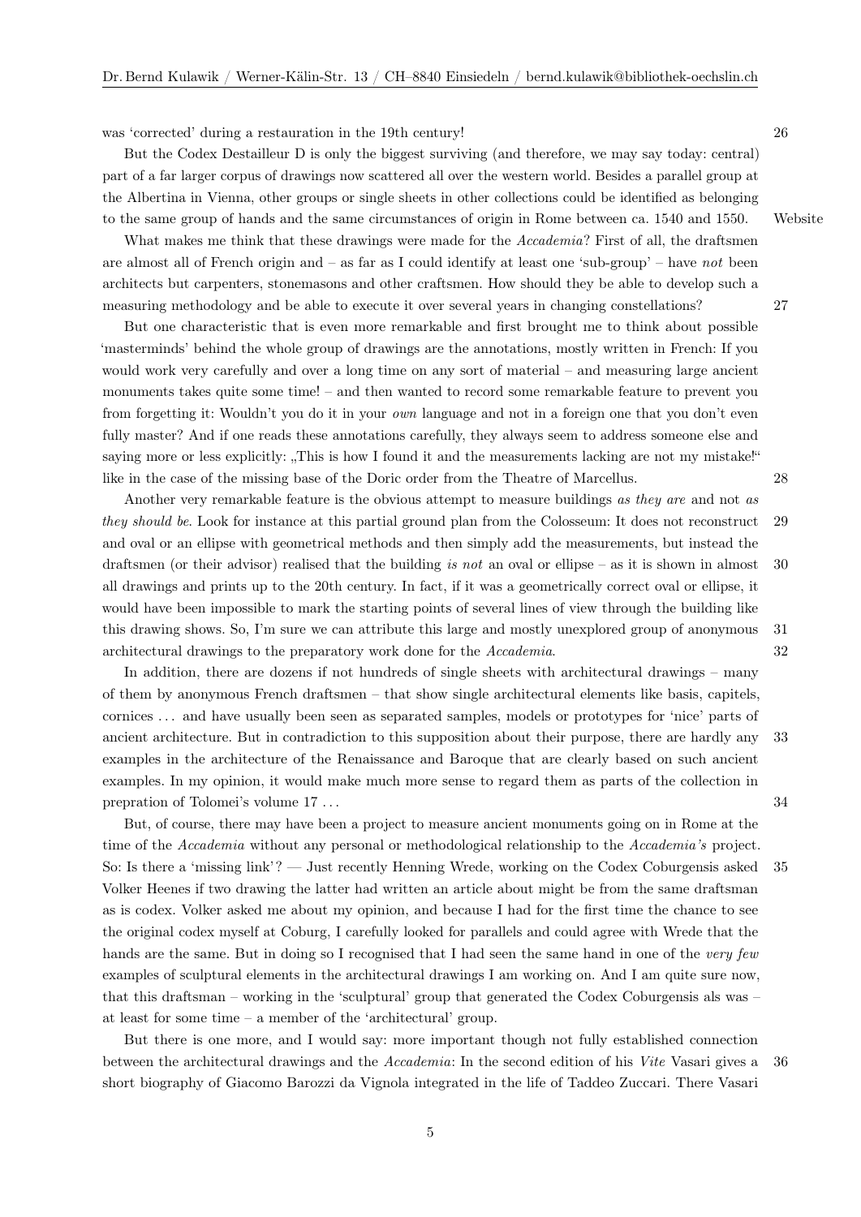was 'corrected' during a restauration in the 19th century!

But the Codex Destailleur D is only the biggest surviving (and therefore, we may say today: central) part of a far larger corpus of drawings now scattered all over the western world. Besides a parallel group at the Albertina in Vienna, other groups or single sheets in other collections could be identified as belonging to the same group of hands and the same circumstances of origin in Rome between ca. 1540 and 1550.

What makes me think that these drawings were made for the *Accademia*? First of all, the draftsmen are almost all of French origin and – as far as I could identify at least one 'sub-group' – have *not* been architects but carpenters, stonemasons and other craftsmen. How should they be able to develop such a measuring methodology and be able to execute it over several years in changing constellations?

But one characteristic that is even more remarkable and first brought me to think about possible 'masterminds' behind the whole group of drawings are the annotations, mostly written in French: If you would work very carefully and over a long time on any sort of material – and measuring large ancient monuments takes quite some time! – and then wanted to record some remarkable feature to prevent you from forgetting it: Wouldn't you do it in your *own* language and not in a foreign one that you don't even fully master? And if one reads these annotations carefully, they always seem to address someone else and saying more or less explicitly: „This is how I found it and the measurements lacking are not my mistake!" like in the case of the missing base of the Doric order from the Theatre of Marcellus.

Another very remarkable feature is the obvious attempt to measure buildings *as they are* and not *as they should be*. Look for instance at this partial ground plan from the Colosseum: It does not reconstruct and oval or an ellipse with geometrical methods and then simply add the measurements, but instead the draftsmen (or their advisor) realised that the building *is not* an oval or ellipse – as it is shown in almost all drawings and prints up to the 20th century. In fact, if it was a geometrically correct oval or ellipse, it would have been impossible to mark the starting points of several lines of view through the building like this drawing shows. So, I'm sure we can attribute this large and mostly unexplored group of anonymous architectural drawings to the preparatory work done for the *Accademia*.

In addition, there are dozens if not hundreds of single sheets with architectural drawings – many of them by anonymous French draftsmen – that show single architectural elements like basis, capitels, cornices ... and have usually been seen as separated samples, models or prototypes for 'nice' parts of ancient architecture. But in contradiction to this supposition about their purpose, there are hardly any examples in the architecture of the Renaissance and Baroque that are clearly based on such ancient examples. In my opinion, it would make much more sense to regard them as parts of the collection in prepration of Tolomei's volume 17 ...

But, of course, there may have been a project to measure ancient monuments going on in Rome at the time of the *Accademia* without any personal or methodological relationship to the *Accademia's* project. So: Is there a 'missing link'? — Just recently Henning Wrede, working on the Codex Coburgensis asked Volker Heenes if two drawing the latter had written an article about might be from the same draftsman as is codex. Volker asked me about my opinion, and because I had for the first time the chance to see the original codex myself at Coburg, I carefully looked for parallels and could agree with Wrede that the hands are the same. But in doing so I recognised that I had seen the same hand in one of the *very few* examples of sculptural elements in the architectural drawings I am working on. And I am quite sure now, that this draftsman – working in the 'sculptural' group that generated the Codex Coburgensis als was – at least for some time – a member of the 'architectural' group.

But there is one more, and I would say: more important though not fully established connection between the architectural drawings and the *Accademia*: In the second edition of his *Vite* Vasari gives a short biography of Giacomo Barozzi da Vignola integrated in the life of Taddeo Zuccari. There Vasari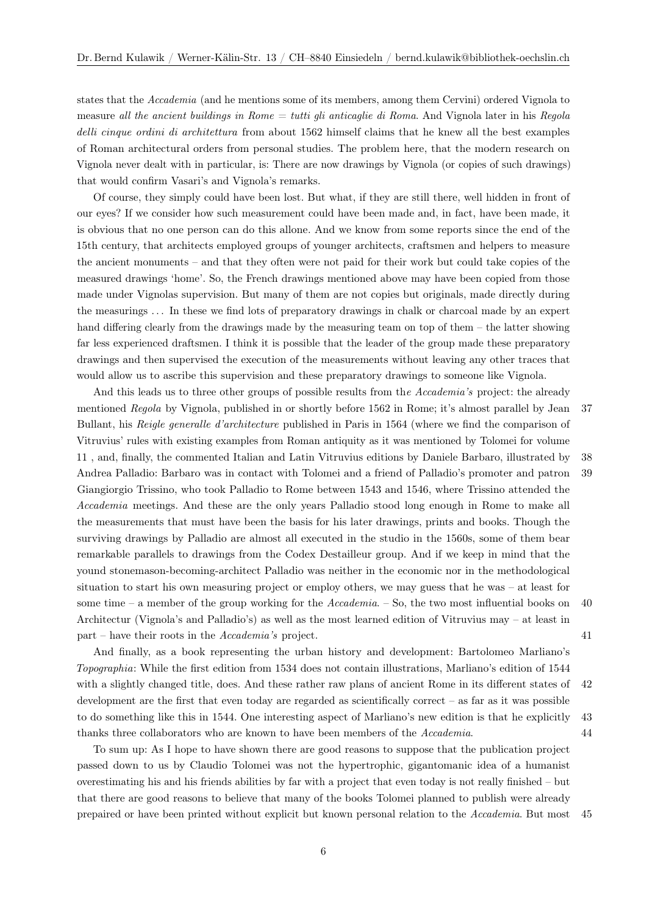states that the *Accademia* (and he mentions some of its members, among them Cervini) ordered Vignola to measure *all the ancient buildings in Rome = tutti gli anticaglie di Roma*. And Vignola later in his *Regola delli cinque ordini di architettura* from about 1562 himself claims that he knew all the best examples of Roman architectural orders from personal studies. The problem here, that the modern research on Vignola never dealt with in particular, is: There are now drawings by Vignola (or copies of such drawings) that would confirm Vasari's and Vignola's remarks.

Of course, they simply could have been lost. But what, if they are still there, well hidden in front of our eyes? If we consider how such measurement could have been made and, in fact, have been made, it is obvious that no one person can do this allone. And we know from some reports since the end of the 15th century, that architects employed groups of younger architects, craftsmen and helpers to measure the ancient monuments – and that they often were not paid for their work but could take copies of the measured drawings 'home'. So, the French drawings mentioned above may have been copied from those made under Vignolas supervision. But many of them are not copies but originals, made directly during the measurings ... In these we find lots of preparatory drawings in chalk or charcoal made by an expert hand differing clearly from the drawings made by the measuring team on top of them – the latter showing far less experienced draftsmen. I think it is possible that the leader of the group made these preparatory drawings and then supervised the execution of the measurements without leaving any other traces that would allow us to ascribe this supervision and these preparatory drawings to someone like Vignola.

And this leads us to three other groups of possible results from the *Accademia's* project: the already mentioned *Regola* by Vignola, published in or shortly before 1562 in Rome; it's almost parallel by Jean [37] Bullant, his *Reigle generalle d'architecture* published in Paris in 1564 (where we find the comparison of Vitruvius' rules with existing examples from Roman antiquity as it was mentioned by Tolomei for volume 11 , and, finally, the commented Italian and Latin Vitruvius editions by Daniele Barbaro, illustrated by [38] Andrea Palladio: Barbaro was in contact with Tolomei and a friend of Palladio's promoter and patron [39] Giangiorgio Trissino, who took Palladio to Rome between 1543 and 1546, where Trissino attended the *Accademia* meetings. And these are the only years Palladio stood long enough in Rome to make all the measurements that must have been the basis for his later drawings, prints and books. Though the surviving drawings by Palladio are almost all executed in the studio in the 1560s, some of them bear remarkable parallels to drawings from the Codex Destailleur group. And if we keep in mind that the yound stonemason-becoming-architect Palladio was neither in the economic nor in the methodological situation to start his own measuring project or employ others, we may guess that he was – at least for some time – a member of the group working for the *Accademia*. – So, the two most influential books on [40] Architectur (Vignola's and Palladio's) as well as the most learned edition of Vitruvius may – at least in part – have their roots in the *Accademia's* project. [41]

And finally, as a book representing the urban history and development: Bartolomeo Marliano's *Topographia*: While the first edition from 1534 does not contain illustrations, Marliano's edition of 1544 with a slightly changed title, does. And these rather raw plans of ancient Rome in its different states of [42] development are the first that even today are regarded as scientifically correct – as far as it was possible to do something like this in 1544. One interesting aspect of Marliano's new edition is that he explicitly [43] thanks three collaborators who are known to have been members of the *Accademia*. [44]

To sum up: As I hope to have shown there are good reasons to suppose that the publication project passed down to us by Claudio Tolomei was not the hypertrophic, gigantomanic idea of a humanist overestimating his and his friends abilities by far with a project that even today is not really finished – but that there are good reasons to believe that many of the books Tolomei planned to publish were already prepaired or have been printed without explicit but known personal relation to the *Accademia*. But most [45]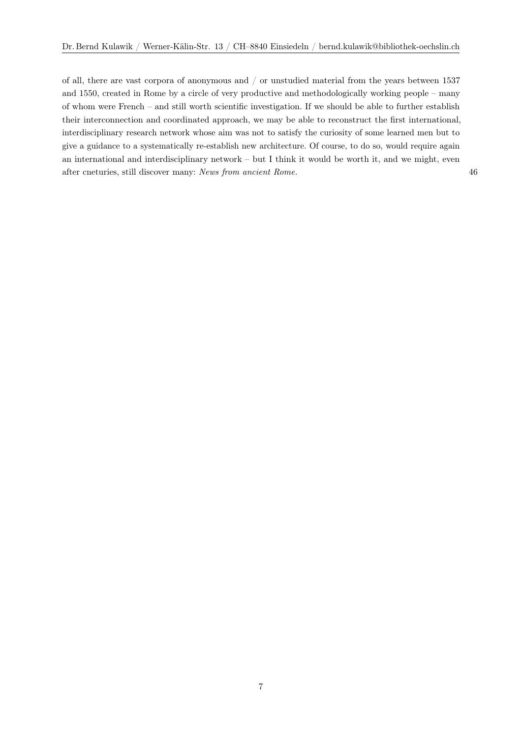of all, there are vast corpora of anonymous and / or unstudied material from the years between 1537 and 1550, created in Rome by a circle of very productive and methodologically working people – many of whom were French – and still worth scientific investigation. If we should be able to further establish their interconnection and coordinated approach, we may be able to reconstruct the first international, interdisciplinary research network whose aim was not to satisfy the curiosity of some learned men but to give a guidance to a systematically re-establish new architecture. Of course, to do so, would require again an international and interdisciplinary network – but I think it would be worth it, and we might, even after cneturies, still discover many: *News from ancient Rome.* 46